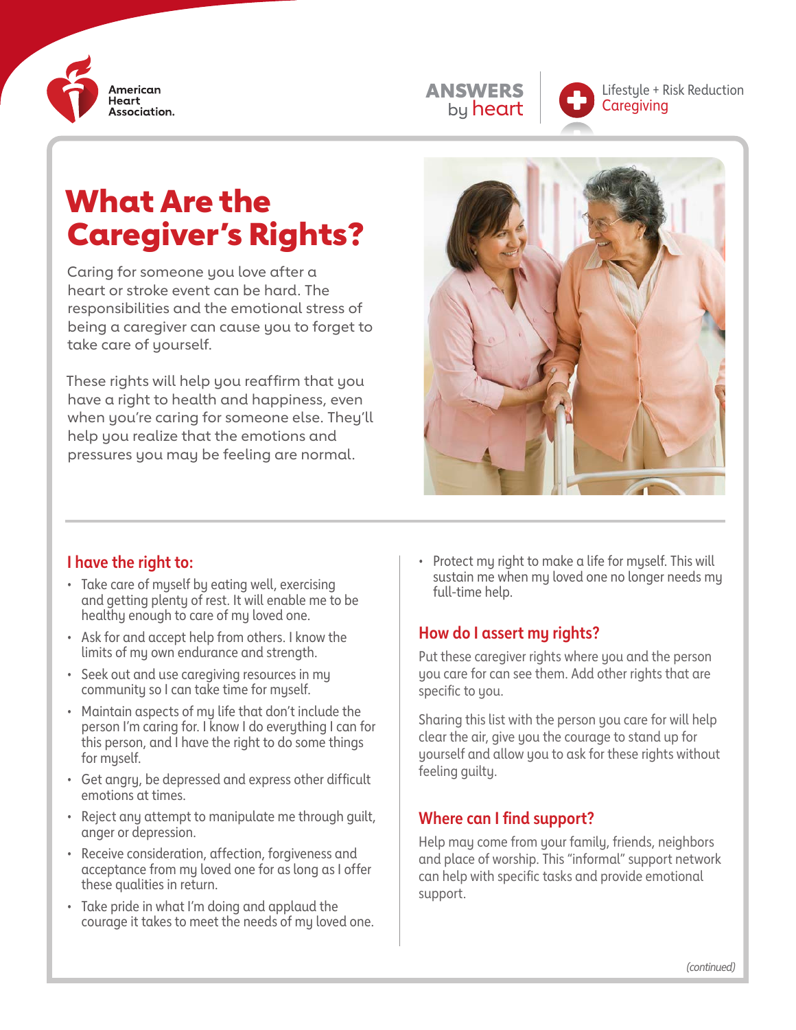American Heart Association.

**ANSWERS by heart**

Lifestyle + Risk Reduction
Caregiving

# What Are the Caregiver's Rights?

Caring for someone you love after a heart or stroke event can be hard. The responsibilities and the emotional stress of being a caregiver can cause you to forget to take care of yourself.

These rights will help you reaffirm that you have a right to health and happiness, even when you're caring for someone else. They'll help you realize that the emotions and pressures you may be feeling are normal.

## I have the right to:

- Take care of myself by eating well, exercising and getting plenty of rest. It will enable me to be healthy enough to care of my loved one.
- Ask for and accept help from others. I know the limits of my own endurance and strength.
- Seek out and use caregiving resources in my community so I can take time for myself.
- Maintain aspects of my life that don't include the person I'm caring for. I know I do everything I can for this person, and I have the right to do some things for myself.
- Get angry, be depressed and express other difficult emotions at times.
- Reject any attempt to manipulate me through guilt, anger or depression.
- Receive consideration, affection, forgiveness and acceptance from my loved one for as long as I offer these qualities in return.
- Take pride in what I'm doing and applaud the courage it takes to meet the needs of my loved one.
- Protect my right to make a life for myself. This will sustain me when my loved one no longer needs my full-time help.

## How do I assert my rights?

Put these caregiver rights where you and the person you care for can see them. Add other rights that are specific to you.

Sharing this list with the person you care for will help clear the air, give you the courage to stand up for yourself and allow you to ask for these rights without feeling guilty.

## Where can I find support?

Help may come from your family, friends, neighbors and place of worship. This "informal" support network can help with specific tasks and provide emotional support.

*(continued)*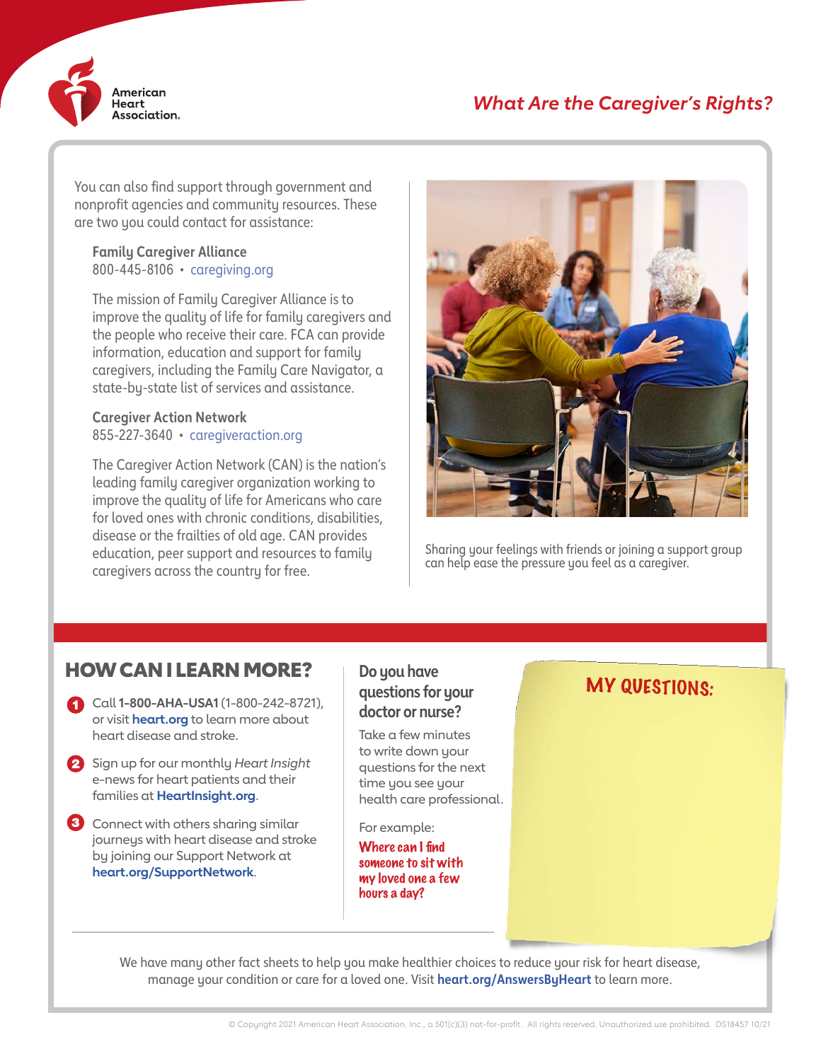## What Are the Caregiver's Rights?

You can also find support through government and nonprofit agencies and community resources. These are two you could contact for assistance:

**Family Caregiver Alliance**
800-445-8106 • caregiving.org

The mission of Family Caregiver Alliance is to improve the quality of life for family caregivers and the people who receive their care. FCA can provide information, education and support for family caregivers, including the Family Care Navigator, a state-by-state list of services and assistance.

**Caregiver Action Network**
855-227-3640 • caregiveraction.org

The Caregiver Action Network (CAN) is the nation's leading family caregiver organization working to improve the quality of life for Americans who care for loved ones with chronic conditions, disabilities, disease or the frailties of old age. CAN provides education, peer support and resources to family caregivers across the country for free.

Sharing your feelings with friends or joining a support group can help ease the pressure you feel as a caregiver.

## HOW CAN I LEARN MORE?

1. Call **1-800-AHA-USA1** (1-800-242-8721), or visit **heart.org** to learn more about heart disease and stroke.
2. Sign up for our monthly *Heart Insight* e-news for heart patients and their families at **HeartInsight.org**.
3. Connect with others sharing similar journeys with heart disease and stroke by joining our Support Network at **heart.org/SupportNetwork**.

### Do you have questions for your doctor or nurse?

Take a few minutes to write down your questions for the next time you see your health care professional.

For example:

**Where can I find someone to sit with my loved one a few hours a day?**

**MY QUESTIONS:**

We have many other fact sheets to help you make healthier choices to reduce your risk for heart disease, manage your condition or care for a loved one. Visit **heart.org/AnswersByHeart** to learn more.

© Copyright 2021 American Heart Association, Inc., a 501(c)(3) not-for-profit. All rights reserved. Unauthorized use prohibited. DS18457 10/21